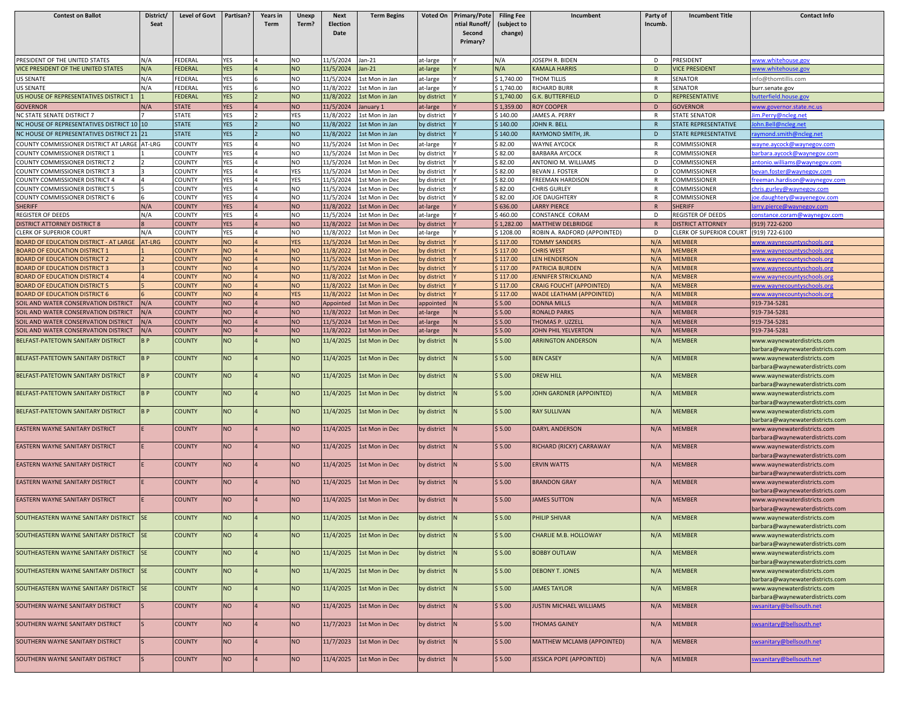| Contest on Ballot | District/ Seat | Level of Govt | Partisan? | Years in Term | Unexp Term? | Next Election Date | Term Begins | Voted On | Primary/Potential Runoff/ Second Primary? | Filing Fee (subject to change) | Incumbent | Party of Incumb. | Incumbent Title | Contact Info |
|---|---|---|---|---|---|---|---|---|---|---|---|---|---|---|
| PRESIDENT OF THE UNITED STATES | N/A | FEDERAL | YES | 4 | NO | 11/5/2024 | Jan-21 | at-large | Y | N/A | JOSEPH R. BIDEN | D | PRESIDENT | www.whitehouse.gov |
| VICE PRESIDENT OF THE UNITED STATES | N/A | FEDERAL | YES | 4 | NO | 11/5/2024 | Jan-21 | at-large | Y | N/A | KAMALA HARRIS | D | VICE PRESIDENT | www.whitehouse.gov |
| US SENATE | N/A | FEDERAL | YES | 6 | NO | 11/5/2024 | 1st Mon in Jan | at-large | Y | $ 1,740.00 | THOM TILLIS | R | SENATOR | info@thomtillis.com |
| US SENATE | N/A | FEDERAL | YES | 6 | NO | 11/8/2022 | 1st Mon in Jan | at-large | Y | $ 1,740.00 | RICHARD BURR | R | SENATOR | burr.senate.gov |
| US HOUSE OF REPRESENTATIVES DISTRICT 1 | 1 | FEDERAL | YES | 2 | NO | 11/8/2022 | 1st Mon in Jan | by district | Y | $ 1,740.00 | G.K. BUTTERFIELD | D | REPRESENTATIVE | butterfield.house.gov |
| GOVERNOR | N/A | STATE | YES | 4 | NO | 11/5/2024 | January 1 | at-large | Y | $ 1,359.00 | ROY COOPER | D | GOVERNOR | www.governor.state.nc.us |
| NC STATE SENATE DISTRICT 7 | 7 | STATE | YES | 2 | YES | 11/8/2022 | 1st Mon in Jan | by district | Y | $ 140.00 | JAMES A. PERRY | R | STATE SENATOR | Jim.Perry@ncleg.net |
| NC HOUSE OF REPRESENTATIVES DISTRICT 10 | 10 | STATE | YES | 2 | NO | 11/8/2022 | 1st Mon in Jan | by district | Y | $ 140.00 | JOHN R. BELL | R | STATE REPRESENTATIVE | John.Bell@ncleg.net |
| NC HOUSE OF REPRESENTATIVES DISTRICT 21 | 21 | STATE | YES | 2 | NO | 11/8/2022 | 1st Mon in Jan | by district | Y | $ 140.00 | RAYMOND SMITH, JR. | D | STATE REPRESENTATIVE | raymond.smith@ncleg.net |
| COUNTY COMMISSIONER DISTRICT AT LARGE | AT-LRG | COUNTY | YES | 4 | NO | 11/5/2024 | 1st Mon in Dec | at-large | Y | $ 82.00 | WAYNE AYCOCK | R | COMMISSIONER | wayne.aycock@waynegov.com |
| COUNTY COMMISSIONER DISTRICT 1 | 1 | COUNTY | YES | 4 | NO | 11/5/2024 | 1st Mon in Dec | by district | Y | $ 82.00 | BARBARA AYCOCK | R | COMMISSIONER | barbara.aycock@waynegov.com |
| COUNTY COMMISSIONER DISTRICT 2 | 2 | COUNTY | YES | 4 | NO | 11/5/2024 | 1st Mon in Dec | by district | Y | $ 82.00 | ANTONIO M. WILLIAMS | D | COMMISSIONER | antonio.williams@waynegov.com |
| COUNTY COMMISSIONER DISTRICT 3 | 3 | COUNTY | YES | 4 | YES | 11/5/2024 | 1st Mon in Dec | by district | Y | $ 82.00 | BEVAN J. FOSTER | D | COMMISSIONER | bevan.foster@waynegov.com |
| COUNTY COMMISSIONER DISTRICT 4 | 4 | COUNTY | YES | 4 | YES | 11/5/2024 | 1st Mon in Dec | by district | Y | $ 82.00 | FREEMAN HARDISON | R | COMMISSIONER | freeman.hardison@waynegov.com |
| COUNTY COMMISSIONER DISTRICT 5 | 5 | COUNTY | YES | 4 | NO | 11/5/2024 | 1st Mon in Dec | by district | Y | $ 82.00 | CHRIS GURLEY | R | COMMISSIONER | chris.gurley@waynegov.com |
| COUNTY COMMISSIONER DISTRICT 6 | 6 | COUNTY | YES | 4 | NO | 11/5/2024 | 1st Mon in Dec | by district | Y | $ 82.00 | JOE DAUGHTERY | R | COMMISSIONER | joe.daughtery@wayenegov.com |
| SHERIFF | N/A | COUNTY | YES | 4 | NO | 11/8/2022 | 1st Mon in Dec | at-large | Y | $ 636.00 | LARRY PIERCE | R | SHERIFF | larry.pierce@waynegov.com |
| REGISTER OF DEEDS | N/A | COUNTY | YES | 4 | NO | 11/5/2024 | 1st Mon in Dec | at-large | Y | $ 460.00 | CONSTANCE CORAM | D | REGISTER OF DEEDS | constance.coram@waynegov.com |
| DISTRICT ATTORNEY DISTRICT 8 | 8 | COUNTY | YES | 4 | NO | 11/8/2022 | 1st Mon in Dec | by district | Y | $ 1,282.00 | MATTHEW DELBRIDGE | R | DISTRICT ATTORNEY | (919) 722-6200 |
| CLERK OF SUPERIOR COURT | N/A | COUNTY | YES | 4 | NO | 11/8/2022 | 1st Mon in Dec | at-large | Y | $ 1208.00 | ROBIN A. RADFORD (APPOINTED) | D | CLERK OF SUPERIOR COURT | (919) 722-6100 |
| BOARD OF EDUCATION DISTRICT - AT LARGE | AT-LRG | COUNTY | NO | 4 | YES | 11/5/2024 | 1st Mon in Dec | by district | Y | $ 117.00 | TOMMY SANDERS | N/A | MEMBER | www.waynecountyschools.org |
| BOARD OF EDUCATION DISTRICT 1 | 1 | COUNTY | NO | 4 | NO | 11/8/2022 | 1st Mon in Dec | by district | Y | $ 117.00 | CHRIS WEST | N/A | MEMBER | www.waynecountyschools.org |
| BOARD OF EDUCATION DISTRICT 2 | 2 | COUNTY | NO | 4 | NO | 11/5/2024 | 1st Mon in Dec | by district | Y | $ 117.00 | LEN HENDERSON | N/A | MEMBER | www.waynecountyschools.org |
| BOARD OF EDUCATION DISTRICT 3 | 3 | COUNTY | NO | 4 | NO | 11/5/2024 | 1st Mon in Dec | by district | Y | $ 117.00 | PATRICIA BURDEN | N/A | MEMBER | www.waynecountyschools.org |
| BOARD OF EDUCATION DISTRICT 4 | 4 | COUNTY | NO | 4 | NO | 11/8/2022 | 1st Mon in Dec | by district | Y | $ 117.00 | JENNIFER STRICKLAND | N/A | MEMBER | www.waynecountyschools.org |
| BOARD OF EDUCATION DISTRICT 5 | 5 | COUNTY | NO | 4 | NO | 11/8/2022 | 1st Mon in Dec | by district | Y | $ 117.00 | CRAIG FOUCHT (APPOINTED) | N/A | MEMBER | www.waynecountyschools.org |
| BOARD OF EDUCATION DISTRICT 6 | 6 | COUNTY | NO | 4 | YES | 11/8/2022 | 1st Mon in Dec | by district | Y | $ 117.00 | WADE LEATHAM (APPOINTED) | N/A | MEMBER | www.waynecountyschools.org |
| SOIL AND WATER CONSERVATION DISTRICT | N/A | COUNTY | NO | 4 | NO | Appointed | 1st Mon in Dec | appointed | N | $ 5.00 | DONNA MILLS | N/A | MEMBER | 919-734-5281 |
| SOIL AND WATER CONSERVATION DISTRICT | N/A | COUNTY | NO | 4 | NO | 11/8/2022 | 1st Mon in Dec | at-large | N | $ 5.00 | RONALD PARKS | N/A | MEMBER | 919-734-5281 |
| SOIL AND WATER CONSERVATION DISTRICT | N/A | COUNTY | NO | 4 | NO | 11/5/2024 | 1st Mon in Dec | at-large | N | $ 5.00 | THOMAS P. UZZELL | N/A | MEMBER | 919-734-5281 |
| SOIL AND WATER CONSERVATION DISTRICT | N/A | COUNTY | NO | 4 | NO | 11/8/2022 | 1st Mon in Dec | at-large | N | $ 5.00 | JOHN PHIL YELVERTON | N/A | MEMBER | 919-734-5281 |
| BELFAST-PATETOWN SANITARY DISTRICT | B P | COUNTY | NO | 4 | NO | 11/4/2025 | 1st Mon in Dec | by district | N | $ 5.00 | ARRINGTON ANDERSON | N/A | MEMBER | www.waynewaterdistricts.com barbara@waynewaterdistricts.com |
| BELFAST-PATETOWN SANITARY DISTRICT | B P | COUNTY | NO | 4 | NO | 11/4/2025 | 1st Mon in Dec | by district | N | $ 5.00 | BEN CASEY | N/A | MEMBER | www.waynewaterdistricts.com barbara@waynewaterdistricts.com |
| BELFAST-PATETOWN SANITARY DISTRICT | B P | COUNTY | NO | 4 | NO | 11/4/2025 | 1st Mon in Dec | by district | N | $ 5.00 | DREW HILL | N/A | MEMBER | www.waynewaterdistricts.com barbara@waynewaterdistricts.com |
| BELFAST-PATETOWN SANITARY DISTRICT | B P | COUNTY | NO | 4 | NO | 11/4/2025 | 1st Mon in Dec | by district | N | $ 5.00 | JOHN GARDNER (APPOINTED) | N/A | MEMBER | www.waynewaterdistricts.com barbara@waynewaterdistricts.com |
| BELFAST-PATETOWN SANITARY DISTRICT | B P | COUNTY | NO | 4 | NO | 11/4/2025 | 1st Mon in Dec | by district | N | $ 5.00 | RAY SULLIVAN | N/A | MEMBER | www.waynewaterdistricts.com barbara@waynewaterdistricts.com |
| EASTERN WAYNE SANITARY DISTRICT | E | COUNTY | NO | 4 | NO | 11/4/2025 | 1st Mon in Dec | by district | N | $ 5.00 | DARYL ANDERSON | N/A | MEMBER | www.waynewaterdistricts.com barbara@waynewaterdistricts.com |
| EASTERN WAYNE SANITARY DISTRICT | E | COUNTY | NO | 4 | NO | 11/4/2025 | 1st Mon in Dec | by district | N | $ 5.00 | RICHARD (RICKY) CARRAWAY | N/A | MEMBER | www.waynewaterdistricts.com barbara@waynewaterdistricts.com |
| EASTERN WAYNE SANITARY DISTRICT | E | COUNTY | NO | 4 | NO | 11/4/2025 | 1st Mon in Dec | by district | N | $ 5.00 | ERVIN WATTS | N/A | MEMBER | www.waynewaterdistricts.com barbara@waynewaterdistricts.com |
| EASTERN WAYNE SANITARY DISTRICT | E | COUNTY | NO | 4 | NO | 11/4/2025 | 1st Mon in Dec | by district | N | $ 5.00 | BRANDON GRAY | N/A | MEMBER | www.waynewaterdistricts.com barbara@waynewaterdistricts.com |
| EASTERN WAYNE SANITARY DISTRICT | E | COUNTY | NO | 4 | NO | 11/4/2025 | 1st Mon in Dec | by district | N | $ 5.00 | JAMES SUTTON | N/A | MEMBER | www.waynewaterdistricts.com barbara@waynewaterdistricts.com |
| SOUTHEASTERN WAYNE SANITARY DISTRICT | SE | COUNTY | NO | 4 | NO | 11/4/2025 | 1st Mon in Dec | by district | N | $ 5.00 | PHILIP SHIVAR | N/A | MEMBER | www.waynewaterdistricts.com barbara@waynewaterdistricts.com |
| SOUTHEASTERN WAYNE SANITARY DISTRICT | SE | COUNTY | NO | 4 | NO | 11/4/2025 | 1st Mon in Dec | by district | N | $ 5.00 | CHARLIE M.B. HOLLOWAY | N/A | MEMBER | www.waynewaterdistricts.com barbara@waynewaterdistricts.com |
| SOUTHEASTERN WAYNE SANITARY DISTRICT | SE | COUNTY | NO | 4 | NO | 11/4/2025 | 1st Mon in Dec | by district | N | $ 5.00 | BOBBY OUTLAW | N/A | MEMBER | www.waynewaterdistricts.com barbara@waynewaterdistricts.com |
| SOUTHEASTERN WAYNE SANITARY DISTRICT | SE | COUNTY | NO | 4 | NO | 11/4/2025 | 1st Mon in Dec | by district | N | $ 5.00 | DEBONY T. JONES | N/A | MEMBER | www.waynewaterdistricts.com barbara@waynewaterdistricts.com |
| SOUTHEASTERN WAYNE SANITARY DISTRICT | SE | COUNTY | NO | 4 | NO | 11/4/2025 | 1st Mon in Dec | by district | N | $ 5.00 | JAMES TAYLOR | N/A | MEMBER | www.waynewaterdistricts.com barbara@waynewaterdistricts.com |
| SOUTHERN WAYNE SANITARY DISTRICT | S | COUNTY | NO | 4 | NO | 11/4/2025 | 1st Mon in Dec | by district | N | $ 5.00 | JUSTIN MICHAEL WILLIAMS | N/A | MEMBER | swsanitary@bellsouth.net |
| SOUTHERN WAYNE SANITARY DISTRICT | S | COUNTY | NO | 4 | NO | 11/7/2023 | 1st Mon in Dec | by district | N | $ 5.00 | THOMAS GAINEY | N/A | MEMBER | swsanitary@bellsouth.net |
| SOUTHERN WAYNE SANITARY DISTRICT | S | COUNTY | NO | 4 | NO | 11/7/2023 | 1st Mon in Dec | by district | N | $ 5.00 | MATTHEW MCLAMB (APPOINTED) | N/A | MEMBER | swsanitary@bellsouth.net |
| SOUTHERN WAYNE SANITARY DISTRICT | S | COUNTY | NO | 4 | NO | 11/4/2025 | 1st Mon in Dec | by district | N | $ 5.00 | JESSICA POPE (APPOINTED) | N/A | MEMBER | swsanitary@bellsouth.net |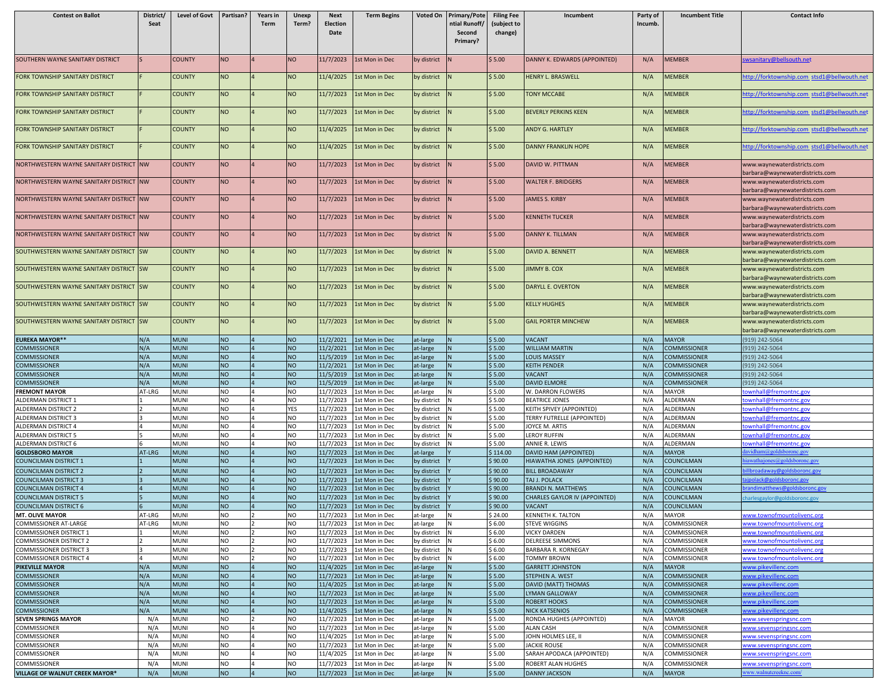| Contest on Ballot | District/ Seat | Level of Govt | Partisan? | Years in Term | Unexp Term? | Next Election Date | Term Begins | Voted On | Primary/Potential Runoff/ Second Primary? | Filing Fee (subject to change) | Incumbent | Party of Incumb. | Incumbent Title | Contact Info |
|---|---|---|---|---|---|---|---|---|---|---|---|---|---|---|
| SOUTHERN WAYNE SANITARY DISTRICT | S | COUNTY | NO | 4 | NO | 11/7/2023 | 1st Mon in Dec | by district | N | $ 5.00 | DANNY K. EDWARDS (APPOINTED) | N/A | MEMBER | swsanitary@bellsouth.net |
| FORK TOWNSHIP SANITARY DISTRICT | F | COUNTY | NO | 4 | NO | 11/4/2025 | 1st Mon in Dec | by district | N | $ 5.00 | HENRY L. BRASWELL | N/A | MEMBER | http://forktownship.com stsd1@bellwouth.net |
| FORK TOWNSHIP SANITARY DISTRICT | F | COUNTY | NO | 4 | NO | 11/7/2023 | 1st Mon in Dec | by district | N | $ 5.00 | TONY MCCABE | N/A | MEMBER | http://forktownship.com stsd1@bellwouth.net |
| FORK TOWNSHIP SANITARY DISTRICT | F | COUNTY | NO | 4 | NO | 11/7/2023 | 1st Mon in Dec | by district | N | $ 5.00 | BEVERLY PERKINS KEEN | N/A | MEMBER | http://forktownship.com stsd1@bellwouth.net |
| FORK TOWNSHIP SANITARY DISTRICT | F | COUNTY | NO | 4 | NO | 11/4/2025 | 1st Mon in Dec | by district | N | $ 5.00 | ANDY G. HARTLEY | N/A | MEMBER | http://forktownship.com stsd1@bellwouth.net |
| FORK TOWNSHIP SANITARY DISTRICT | F | COUNTY | NO | 4 | NO | 11/4/2025 | 1st Mon in Dec | by district | N | $ 5.00 | DANNY FRANKLIN HOPE | N/A | MEMBER | http://forktownship.com stsd1@bellwouth.net |
| NORTHWESTERN WAYNE SANITARY DISTRICT | NW | COUNTY | NO | 4 | NO | 11/7/2023 | 1st Mon in Dec | by district | N | $ 5.00 | DAVID W. PITTMAN | N/A | MEMBER | www.waynewaterdistricts.com barbara@waynewaterdistricts.com |
| NORTHWESTERN WAYNE SANITARY DISTRICT | NW | COUNTY | NO | 4 | NO | 11/7/2023 | 1st Mon in Dec | by district | N | $ 5.00 | WALTER F. BRIDGERS | N/A | MEMBER | www.waynewaterdistricts.com barbara@waynewaterdistricts.com |
| NORTHWESTERN WAYNE SANITARY DISTRICT | NW | COUNTY | NO | 4 | NO | 11/7/2023 | 1st Mon in Dec | by district | N | $ 5.00 | JAMES S. KIRBY | N/A | MEMBER | www.waynewaterdistricts.com barbara@waynewaterdistricts.com |
| NORTHWESTERN WAYNE SANITARY DISTRICT | NW | COUNTY | NO | 4 | NO | 11/7/2023 | 1st Mon in Dec | by district | N | $ 5.00 | KENNETH TUCKER | N/A | MEMBER | www.waynewaterdistricts.com barbara@waynewaterdistricts.com |
| NORTHWESTERN WAYNE SANITARY DISTRICT | NW | COUNTY | NO | 4 | NO | 11/7/2023 | 1st Mon in Dec | by district | N | $ 5.00 | DANNY K. TILLMAN | N/A | MEMBER | www.waynewaterdistricts.com barbara@waynewaterdistricts.com |
| SOUTHWESTERN WAYNE SANITARY DISTRICT | SW | COUNTY | NO | 4 | NO | 11/7/2023 | 1st Mon in Dec | by district | N | $ 5.00 | DAVID A. BENNETT | N/A | MEMBER | www.waynewaterdistricts.com barbara@waynewaterdistricts.com |
| SOUTHWESTERN WAYNE SANITARY DISTRICT | SW | COUNTY | NO | 4 | NO | 11/7/2023 | 1st Mon in Dec | by district | N | $ 5.00 | JIMMY B. COX | N/A | MEMBER | www.waynewaterdistricts.com barbara@waynewaterdistricts.com |
| SOUTHWESTERN WAYNE SANITARY DISTRICT | SW | COUNTY | NO | 4 | NO | 11/7/2023 | 1st Mon in Dec | by district | N | $ 5.00 | DARYLL E. OVERTON | N/A | MEMBER | www.waynewaterdistricts.com barbara@waynewaterdistricts.com |
| SOUTHWESTERN WAYNE SANITARY DISTRICT | SW | COUNTY | NO | 4 | NO | 11/7/2023 | 1st Mon in Dec | by district | N | $ 5.00 | KELLY HUGHES | N/A | MEMBER | www.waynewaterdistricts.com barbara@waynewaterdistricts.com |
| SOUTHWESTERN WAYNE SANITARY DISTRICT | SW | COUNTY | NO | 4 | NO | 11/7/2023 | 1st Mon in Dec | by district | N | $ 5.00 | GAIL PORTER MINCHEW | N/A | MEMBER | www.waynewaterdistricts.com barbara@waynewaterdistricts.com |
| **EUREKA MAYOR**** | N/A | MUNI | NO | 4 | NO | 11/2/2021 | 1st Mon in Dec | at-large | N | $ 5.00 | VACANT | N/A | MAYOR | (919) 242-5064 |
| COMMISSIONER | N/A | MUNI | NO | 4 | NO | 11/2/2021 | 1st Mon in Dec | at-large | N | $ 5.00 | WILLIAM MARTIN | N/A | COMMISSIONER | (919) 242-5064 |
| COMMISSIONER | N/A | MUNI | NO | 4 | NO | 11/5/2019 | 1st Mon in Dec | at-large | N | $ 5.00 | LOUIS MASSEY | N/A | COMMISSIONER | (919) 242-5064 |
| COMMISSIONER | N/A | MUNI | NO | 4 | NO | 11/2/2021 | 1st Mon in Dec | at-large | N | $ 5.00 | KEITH PENDER | N/A | COMMISSIONER | (919) 242-5064 |
| COMMISSIONER | N/A | MUNI | NO | 4 | NO | 11/5/2019 | 1st Mon in Dec | at-large | N | $ 5.00 | VACANT | N/A | COMMISSIONER | (919) 242-5064 |
| COMMISSIONER | N/A | MUNI | NO | 4 | NO | 11/5/2019 | 1st Mon in Dec | at-large | N | $ 5.00 | DAVID ELMORE | N/A | COMMISSIONER | (919) 242-5064 |
| **FREMONT MAYOR** | AT-LRG | MUNI | NO | 4 | NO | 11/7/2023 | 1st Mon in Dec | at-large | N | $ 5.00 | W. DARRON FLOWERS | N/A | MAYOR | townhall@fremontnc.gov |
| ALDERMAN DISTRICT 1 | 1 | MUNI | NO | 4 | NO | 11/7/2023 | 1st Mon in Dec | by district | N | $ 5.00 | BEATRICE JONES | N/A | ALDERMAN | townhall@fremontnc.gov |
| ALDERMAN DISTRICT 2 | 2 | MUNI | NO | 4 | YES | 11/7/2023 | 1st Mon in Dec | by district | N | $ 5.00 | KEITH SPIVEY (APPOINTED) | N/A | ALDERMAN | townhall@fremontnc.gov |
| ALDERMAN DISTRICT 3 | 3 | MUNI | NO | 4 | NO | 11/7/2023 | 1st Mon in Dec | by district | N | $ 5.00 | TERRY FUTRELLE (APPOINTED) | N/A | ALDERMAN | townhall@fremontnc.gov |
| ALDERMAN DISTRICT 4 | 4 | MUNI | NO | 4 | NO | 11/7/2023 | 1st Mon in Dec | by district | N | $ 5.00 | JOYCE M. ARTIS | N/A | ALDERMAN | townhall@fremontnc.gov |
| ALDERMAN DISTRICT 5 | 5 | MUNI | NO | 4 | NO | 11/7/2023 | 1st Mon in Dec | by district | N | $ 5.00 | LEROY RUFFIN | N/A | ALDERMAN | townhall@fremontnc.gov |
| ALDERMAN DISTRICT 6 | 6 | MUNI | NO | 4 | NO | 11/7/2023 | 1st Mon in Dec | by district | N | $ 5.00 | ANNIE R. LEWIS | N/A | ALDERMAN | townhall@fremontnc.gov |
| **GOLDSBORO MAYOR** | AT-LRG | MUNI | NO | 4 | NO | 11/7/2023 | 1st Mon in Dec | at-large | Y | $ 114.00 | DAVID HAM (APPOINTED) | N/A | MAYOR | davidham@goldsboronc.gov |
| COUNCILMAN DISTRICT 1 | 1 | MUNI | NO | 4 | NO | 11/7/2023 | 1st Mon in Dec | by district | Y | $ 90.00 | HIAWATHA JONES (APPOINTED) | N/A | COUNCILMAN | hiawathajones@goldsboronc.gov |
| COUNCILMAN DISTRICT 2 | 2 | MUNI | NO | 4 | NO | 11/7/2023 | 1st Mon in Dec | by district | Y | $ 90.00 | BILL BROADAWAY | N/A | COUNCILMAN | billbroadaway@goldsboronc.gov |
| COUNCILMAN DISTRICT 3 | 3 | MUNI | NO | 4 | NO | 11/7/2023 | 1st Mon in Dec | by district | Y | $ 90.00 | TAJ J. POLACK | N/A | COUNCILMAN | tajpolack@goldsboronc.gov |
| COUNCILMAN DISTRICT 4 | 4 | MUNI | NO | 4 | NO | 11/7/2023 | 1st Mon in Dec | by district | Y | $ 90.00 | BRANDI N. MATTHEWS | N/A | COUNCILMAN | brandimatthews@goldsboronc.gov |
| COUNCILMAN DISTRICT 5 | 5 | MUNI | NO | 4 | NO | 11/7/2023 | 1st Mon in Dec | by district | Y | $ 90.00 | CHARLES GAYLOR IV (APPOINTED) | N/A | COUNCILMAN | charlesgaylor@goldsboronc.gov |
| COUNCILMAN DISTRICT 6 | 6 | MUNI | NO | 4 | NO | 11/7/2023 | 1st Mon in Dec | by district | Y | $ 90.00 | VACANT | N/A | COUNCILMAN | |
| **MT. OLIVE MAYOR** | AT-LRG | MUNI | NO | 2 | NO | 11/7/2023 | 1st Mon in Dec | at-large | N | $ 24.00 | KENNETH K. TALTON | N/A | MAYOR | www.townofmountolivenc.org |
| COMMISSIONER AT-LARGE | AT-LRG | MUNI | NO | 2 | NO | 11/7/2023 | 1st Mon in Dec | at-large | N | $ 6.00 | STEVE WIGGINS | N/A | COMMISSIONER | www.townofmountolivenc.org |
| COMMISSIONER DISTRICT 1 | 1 | MUNI | NO | 2 | NO | 11/7/2023 | 1st Mon in Dec | by district | N | $ 6.00 | VICKY DARDEN | N/A | COMMISSIONER | www.townofmountolivenc.org |
| COMMISSIONER DISTRICT 2 | 2 | MUNI | NO | 2 | NO | 11/7/2023 | 1st Mon in Dec | by district | N | $ 6.00 | DELREESE SIMMONS | N/A | COMMISSIONER | www.townofmountolivenc.org |
| COMMISSIONER DISTRICT 3 | 3 | MUNI | NO | 2 | NO | 11/7/2023 | 1st Mon in Dec | by district | N | $ 6.00 | BARBARA R. KORNEGAY | N/A | COMMISSIONER | www.townofmountolivenc.org |
| COMMISSIONER DISTRICT 4 | 4 | MUNI | NO | 2 | NO | 11/7/2023 | 1st Mon in Dec | by district | N | $ 6.00 | TOMMY BROWN | N/A | COMMISSIONER | www.townofmountolivenc.org |
| **PIKEVILLE MAYOR** | N/A | MUNI | NO | 4 | NO | 11/4/2025 | 1st Mon in Dec | at-large | N | $ 5.00 | GARRETT JOHNSTON | N/A | MAYOR | www.pikevillenc.com |
| COMMISSIONER | N/A | MUNI | NO | 4 | NO | 11/7/2023 | 1st Mon in Dec | at-large | N | $ 5.00 | STEPHEN A. WEST | N/A | COMMISSIONER | www.pikevillenc.com |
| COMMISSIONER | N/A | MUNI | NO | 4 | NO | 11/4/2025 | 1st Mon in Dec | at-large | N | $ 5.00 | DAVID (MATT) THOMAS | N/A | COMMISSIONER | www.pikevillenc.com |
| COMMISSIONER | N/A | MUNI | NO | 4 | NO | 11/7/2023 | 1st Mon in Dec | at-large | N | $ 5.00 | LYMAN GALLOWAY | N/A | COMMISSIONER | www.pikevillenc.com |
| COMMISSIONER | N/A | MUNI | NO | 4 | NO | 11/7/2023 | 1st Mon in Dec | at-large | N | $ 5.00 | ROBERT HOOKS | N/A | COMMISSIONER | www.pikevillenc.com |
| COMMISSIONER | N/A | MUNI | NO | 4 | NO | 11/4/2025 | 1st Mon in Dec | at-large | N | $ 5.00 | NICK KATSENIOS | N/A | COMMISSIONER | www.pikevillenc.com |
| **SEVEN SPRINGS MAYOR** | N/A | MUNI | NO | 2 | NO | 11/7/2023 | 1st Mon in Dec | at-large | N | $ 5.00 | RONDA HUGHES (APPOINTED) | N/A | MAYOR | www.sevenspringsnc.com |
| COMMISSIONER | N/A | MUNI | NO | 4 | NO | 11/7/2023 | 1st Mon in Dec | at-large | N | $ 5.00 | ALAN CASH | N/A | COMMISSIONER | www.sevenspringsnc.com |
| COMMISSIONER | N/A | MUNI | NO | 4 | NO | 11/4/2025 | 1st Mon in Dec | at-large | N | $ 5.00 | JOHN HOLMES LEE, II | N/A | COMMISSIONER | www.sevenspringsnc.com |
| COMMISSIONER | N/A | MUNI | NO | 4 | NO | 11/7/2023 | 1st Mon in Dec | at-large | N | $ 5.00 | JACKIE ROUSE | N/A | COMMISSIONER | www.sevenspringsnc.com |
| COMMISSIONER | N/A | MUNI | NO | 4 | NO | 11/4/2025 | 1st Mon in Dec | at-large | N | $ 5.00 | SARAH APODACA (APPOINTED) | N/A | COMMISSIONER | www.sevenspringsnc.com |
| COMMISSIONER | N/A | MUNI | NO | 4 | NO | 11/7/2023 | 1st Mon in Dec | at-large | N | $ 5.00 | ROBERT ALAN HUGHES | N/A | COMMISSIONER | www.sevenspringsnc.com |
| **VILLAGE OF WALNUT CREEK MAYOR*** | N/A | MUNI | NO | 4 | NO | 11/7/2023 | 1st Mon in Dec | at-large | N | $ 5.00 | DANNY JACKSON | N/A | MAYOR | www.walnutcreeknc.com/ |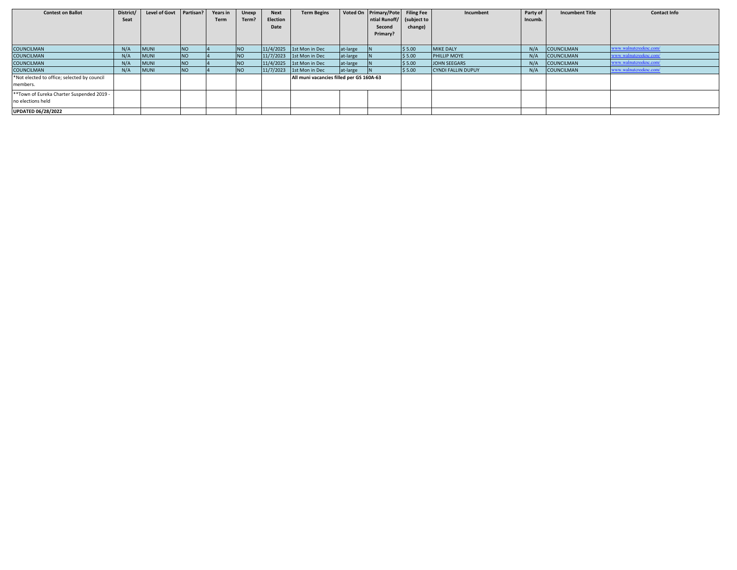| Contest on Ballot | District/ Seat | Level of Govt | Partisan? | Years in Term | Unexp Term? | Next Election Date | Term Begins | Voted On | Primary/Potential Runoff/ Second Primary? | Filing Fee (subject to change) | Incumbent | Party of Incumb. | Incumbent Title | Contact Info |
|---|---|---|---|---|---|---|---|---|---|---|---|---|---|---|
| COUNCILMAN | N/A | MUNI | NO | 4 | NO | 11/4/2025 | 1st Mon in Dec | at-large | N | $ 5.00 | MIKE DALY | N/A | COUNCILMAN | www.walnutcreeknc.com/ |
| COUNCILMAN | N/A | MUNI | NO | 4 | NO | 11/7/2023 | 1st Mon in Dec | at-large | N | $ 5.00 | PHILLIP MOYE | N/A | COUNCILMAN | www.walnutcreeknc.com/ |
| COUNCILMAN | N/A | MUNI | NO | 4 | NO | 11/4/2025 | 1st Mon in Dec | at-large | N | $ 5.00 | JOHN SEEGARS | N/A | COUNCILMAN | www.walnutcreeknc.com/ |
| COUNCILMAN | N/A | MUNI | NO | 4 | NO | 11/7/2023 | 1st Mon in Dec | at-large | N | $ 5.00 | CYNDI FALLIN DUPUY | N/A | COUNCILMAN | www.walnutcreeknc.com/ |
| *Not elected to office; selected by council members. | | | | | | | **All muni vacancies filled per GS 160A-63** | | | | | | | |
| **Town of Eureka Charter Suspended 2019 - no elections held | | | | | | | | | | | | | | |
| **UPDATED 06/28/2022** | | | | | | | | | | | | | | |